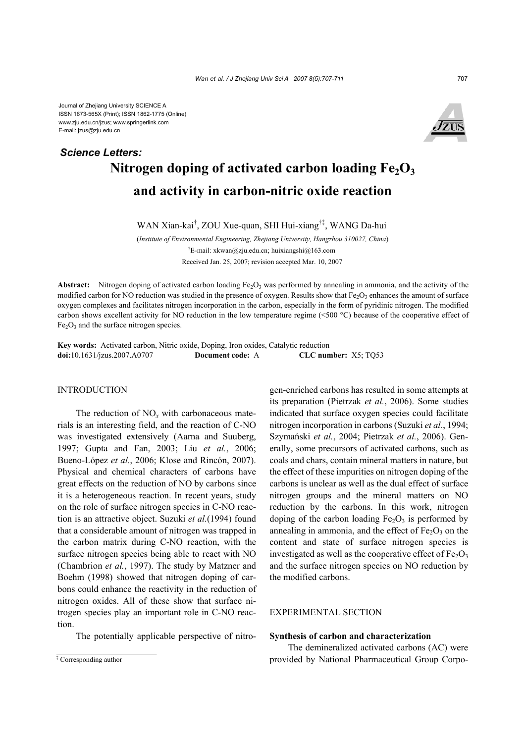Journal of Zhejiang University SCIENCE A
ISSN 1673-565X (Print); ISSN 1862-1775 (Online)
www.zju.edu.cn/jzus; www.springerlink.com
E-mail: jzus@zju.edu.cn

***Science Letters:***

# Nitrogen doping of activated carbon loading $Fe_2O_3$ and activity in carbon-nitric oxide reaction

WAN Xian-kai[†], ZOU Xue-quan, SHI Hui-xiang[†‡], WANG Da-hui

(*Institute of Environmental Engineering, Zhejiang University, Hangzhou 310027, China*)

[†]E-mail: xkwan@zju.edu.cn; huixiangshi@163.com

Received Jan. 25, 2007; revision accepted Mar. 10, 2007

**Abstract:** Nitrogen doping of activated carbon loading $Fe_2O_3$ was performed by annealing in ammonia, and the activity of the modified carbon for NO reduction was studied in the presence of oxygen. Results show that $Fe_2O_3$ enhances the amount of surface oxygen complexes and facilitates nitrogen incorporation in the carbon, especially in the form of pyridinic nitrogen. The modified carbon shows excellent activity for NO reduction in the low temperature regime (<500 °C) because of the cooperative effect of $Fe_2O_3$ and the surface nitrogen species.

**Key words:** Activated carbon, Nitric oxide, Doping, Iron oxides, Catalytic reduction

**doi:**10.1631/jzus.2007.A0707 **Document code:** A **CLC number:** X5; TQ53

## INTRODUCTION

The reduction of $NO_x$ with carbonaceous materials is an interesting field, and the reaction of C-NO was investigated extensively (Aarna and Suuberg, 1997; Gupta and Fan, 2003; Liu *et al.*, 2006; Bueno-López *et al.*, 2006; Klose and Rincón, 2007). Physical and chemical characters of carbons have great effects on the reduction of NO by carbons since it is a heterogeneous reaction. In recent years, study on the role of surface nitrogen species in C-NO reaction is an attractive object. Suzuki *et al.*(1994) found that a considerable amount of nitrogen was trapped in the carbon matrix during C-NO reaction, with the surface nitrogen species being able to react with NO (Chambrion *et al.*, 1997). The study by Matzner and Boehm (1998) showed that nitrogen doping of carbons could enhance the reactivity in the reduction of nitrogen oxides. All of these show that surface nitrogen species play an important role in C-NO reaction.

The potentially applicable perspective of nitrogen-enriched carbons has resulted in some attempts at its preparation (Pietrzak *et al.*, 2006). Some studies indicated that surface oxygen species could facilitate nitrogen incorporation in carbons (Suzuki *et al.*, 1994; Szymański *et al.*, 2004; Pietrzak *et al.*, 2006). Generally, some precursors of activated carbons, such as coals and chars, contain mineral matters in nature, but the effect of these impurities on nitrogen doping of the carbons is unclear as well as the dual effect of surface nitrogen groups and the mineral matters on NO reduction by the carbons. In this work, nitrogen doping of the carbon loading $Fe_2O_3$ is performed by annealing in ammonia, and the effect of $Fe_2O_3$ on the content and state of surface nitrogen species is investigated as well as the cooperative effect of $Fe_2O_3$ and the surface nitrogen species on NO reduction by the modified carbons.

## EXPERIMENTAL SECTION

### Synthesis of carbon and characterization

The demineralized activated carbons (AC) were provided by National Pharmaceutical Group Corpo-

[‡] Corresponding author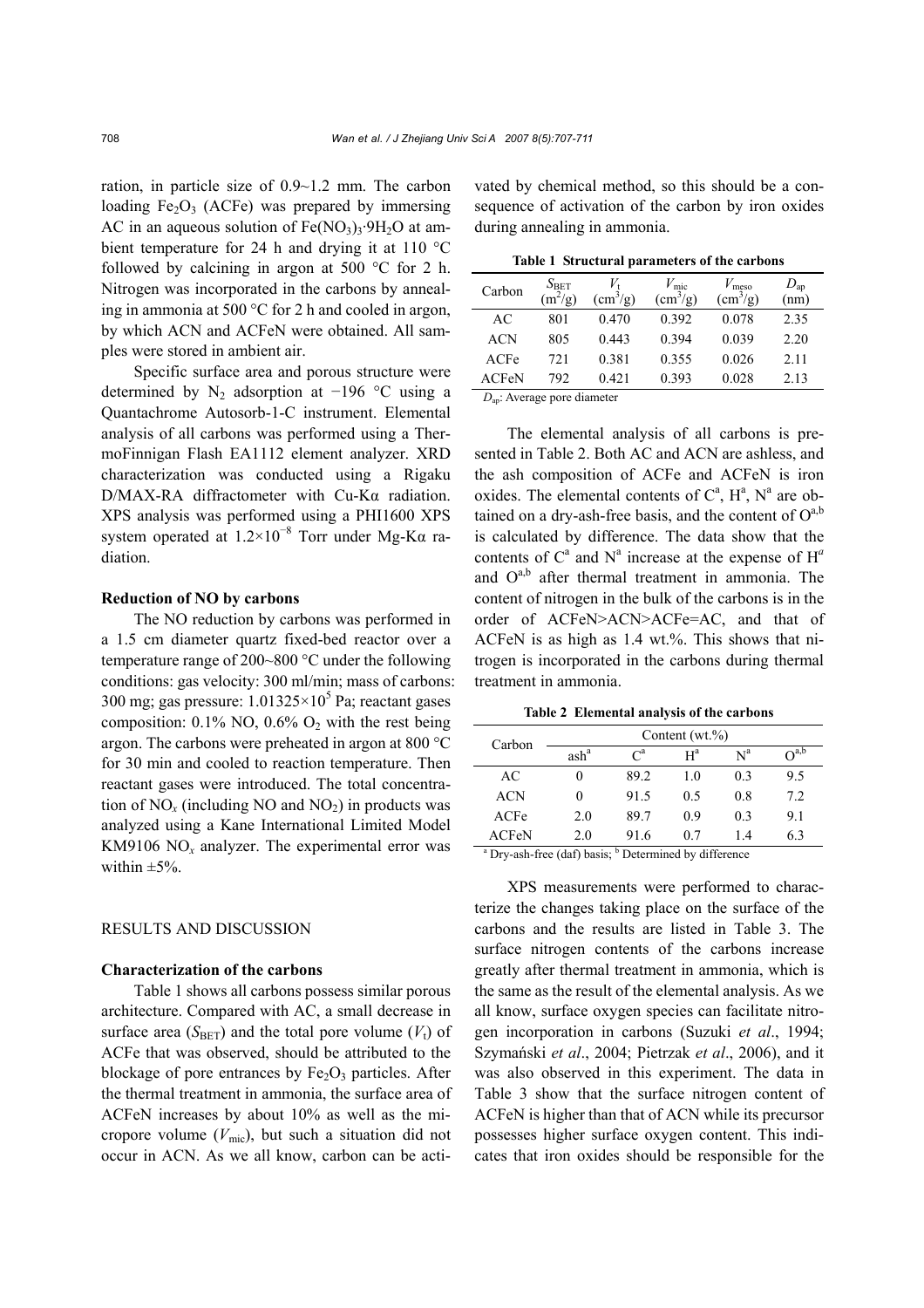ration, in particle size of 0.9~1.2 mm. The carbon loading $Fe_2O_3$ (ACFe) was prepared by immersing AC in an aqueous solution of $Fe(NO_3)_3{\cdot}9H_2O$ at ambient temperature for 24 h and drying it at 110 °C followed by calcining in argon at 500 °C for 2 h. Nitrogen was incorporated in the carbons by annealing in ammonia at 500 °C for 2 h and cooled in argon, by which ACN and ACFeN were obtained. All samples were stored in ambient air.

Specific surface area and porous structure were determined by $N_2$ adsorption at −196 °C using a Quantachrome Autosorb-1-C instrument. Elemental analysis of all carbons was performed using a ThermoFinnigan Flash EA1112 element analyzer. XRD characterization was conducted using a Rigaku D/MAX-RA diffractometer with Cu-Kα radiation. XPS analysis was performed using a PHI1600 XPS system operated at $1.2\times10^{-8}$ Torr under Mg-Kα radiation.

### Reduction of NO by carbons

The NO reduction by carbons was performed in a 1.5 cm diameter quartz fixed-bed reactor over a temperature range of 200~800 °C under the following conditions: gas velocity: 300 ml/min; mass of carbons: 300 mg; gas pressure: $1.01325\times10^5$ Pa; reactant gases composition: 0.1% NO, 0.6% $O_2$ with the rest being argon. The carbons were preheated in argon at 800 °C for 30 min and cooled to reaction temperature. Then reactant gases were introduced. The total concentration of $NO_x$ (including NO and $NO_2$) in products was analyzed using a Kane International Limited Model KM9106 $NO_x$ analyzer. The experimental error was within ±5%.

## RESULTS AND DISCUSSION

### Characterization of the carbons

Table 1 shows all carbons possess similar porous architecture. Compared with AC, a small decrease in surface area ($S_{BET}$) and the total pore volume ($V_t$) of ACFe that was observed, should be attributed to the blockage of pore entrances by $Fe_2O_3$ particles. After the thermal treatment in ammonia, the surface area of ACFeN increases by about 10% as well as the micropore volume ($V_{mic}$), but such a situation did not occur in ACN. As we all know, carbon can be activated by chemical method, so this should be a consequence of activation of the carbon by iron oxides during annealing in ammonia.

**Table 1 Structural parameters of the carbons**

| Carbon | $S_{BET}$ ($m^2$/g) | $V_t$ ($cm^3$/g) | $V_{mic}$ ($cm^3$/g) | $V_{meso}$ ($cm^3$/g) | $D_{ap}$ (nm) |
|---|---|---|---|---|---|
| AC | 801 | 0.470 | 0.392 | 0.078 | 2.35 |
| ACN | 805 | 0.443 | 0.394 | 0.039 | 2.20 |
| ACFe | 721 | 0.381 | 0.355 | 0.026 | 2.11 |
| ACFeN | 792 | 0.421 | 0.393 | 0.028 | 2.13 |

$D_{ap}$: Average pore diameter

The elemental analysis of all carbons is presented in Table 2. Both AC and ACN are ashless, and the ash composition of ACFe and ACFeN is iron oxides. The elemental contents of $C^a$, $H^a$, $N^a$ are obtained on a dry-ash-free basis, and the content of $O^{a,b}$ is calculated by difference. The data show that the contents of $C^a$ and $N^a$ increase at the expense of $H^a$ and $O^{a,b}$ after thermal treatment in ammonia. The content of nitrogen in the bulk of the carbons is in the order of ACFeN>ACN>ACFe=AC, and that of ACFeN is as high as 1.4 wt.%. This shows that nitrogen is incorporated in the carbons during thermal treatment in ammonia.

**Table 2 Elemental analysis of the carbons**

| Carbon | Content (wt.%) | | | | |
|---|---|---|---|---|---|
| | ash[a] | $C^a$ | $H^a$ | $N^a$ | $O^{a,b}$ |
| AC | 0 | 89.2 | 1.0 | 0.3 | 9.5 |
| ACN | 0 | 91.5 | 0.5 | 0.8 | 7.2 |
| ACFe | 2.0 | 89.7 | 0.9 | 0.3 | 9.1 |
| ACFeN | 2.0 | 91.6 | 0.7 | 1.4 | 6.3 |

[a] Dry-ash-free (daf) basis; [b] Determined by difference

XPS measurements were performed to characterize the changes taking place on the surface of the carbons and the results are listed in Table 3. The surface nitrogen contents of the carbons increase greatly after thermal treatment in ammonia, which is the same as the result of the elemental analysis. As we all know, surface oxygen species can facilitate nitrogen incorporation in carbons (Suzuki *et al*., 1994; Szymański *et al*., 2004; Pietrzak *et al*., 2006), and it was also observed in this experiment. The data in Table 3 show that the surface nitrogen content of ACFeN is higher than that of ACN while its precursor possesses higher surface oxygen content. This indicates that iron oxides should be responsible for the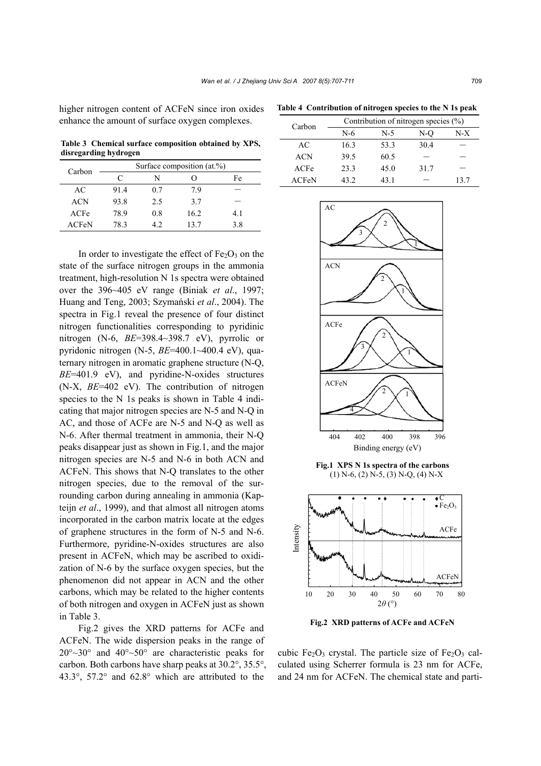higher nitrogen content of ACFeN since iron oxides enhance the amount of surface oxygen complexes.

**Table 3 Chemical surface composition obtained by XPS, disregarding hydrogen**

| Carbon | Surface composition (at.%) | | | |
|---|---|---|---|---|
| | C | N | O | Fe |
| AC | 91.4 | 0.7 | 7.9 | — |
| ACN | 93.8 | 2.5 | 3.7 | — |
| ACFe | 78.9 | 0.8 | 16.2 | 4.1 |
| ACFeN | 78.3 | 4.2 | 13.7 | 3.8 |

In order to investigate the effect of $Fe_2O_3$ on the state of the surface nitrogen groups in the ammonia treatment, high-resolution N 1s spectra were obtained over the 396~405 eV range (Biniak *et al*., 1997; Huang and Teng, 2003; Szymański *et al*., 2004). The spectra in Fig.1 reveal the presence of four distinct nitrogen functionalities corresponding to pyridinic nitrogen (N-6, *BE*=398.4~398.7 eV), pyrrolic or pyridonic nitrogen (N-5, *BE*=400.1~400.4 eV), quaternary nitrogen in aromatic graphene structure (N-Q, *BE*=401.9 eV), and pyridine-N-oxides structures (N-X, *BE*=402 eV). The contribution of nitrogen species to the N 1s peaks is shown in Table 4 indicating that major nitrogen species are N-5 and N-Q in AC, and those of ACFe are N-5 and N-Q as well as N-6. After thermal treatment in ammonia, their N-Q peaks disappear just as shown in Fig.1, and the major nitrogen species are N-5 and N-6 in both ACN and ACFeN. This shows that N-Q translates to the other nitrogen species, due to the removal of the surrounding carbon during annealing in ammonia (Kapteijn *et al*., 1999), and that almost all nitrogen atoms incorporated in the carbon matrix locate at the edges of graphene structures in the form of N-5 and N-6. Furthermore, pyridine-N-oxides structures are also present in ACFeN, which may be ascribed to oxidization of N-6 by the surface oxygen species, but the phenomenon did not appear in ACN and the other carbons, which may be related to the higher contents of both nitrogen and oxygen in ACFeN just as shown in Table 3.

Fig.2 gives the XRD patterns for ACFe and ACFeN. The wide dispersion peaks in the range of 20°~30° and 40°~50° are characteristic peaks for carbon. Both carbons have sharp peaks at 30.2°, 35.5°, 43.3°, 57.2° and 62.8° which are attributed to the cubic $Fe_2O_3$ crystal. The particle size of $Fe_2O_3$ calculated using Scherrer formula is 23 nm for ACFe, and 24 nm for ACFeN. The chemical state and parti-

**Table 4 Contribution of nitrogen species to the N 1s peak**

| Carbon | Contribution of nitrogen species (%) | | | |
|---|---|---|---|---|
| | N-6 | N-5 | N-Q | N-X |
| AC | 16.3 | 53.3 | 30.4 | — |
| ACN | 39.5 | 60.5 | — | — |
| ACFe | 23.3 | 45.0 | 31.7 | — |
| ACFeN | 43.2 | 43.1 | — | 13.7 |

**Fig.1 XPS N 1s spectra of the carbons**
(1) N-6, (2) N-5, (3) N-Q, (4) N-X

**Fig.2 XRD patterns of ACFe and ACFeN**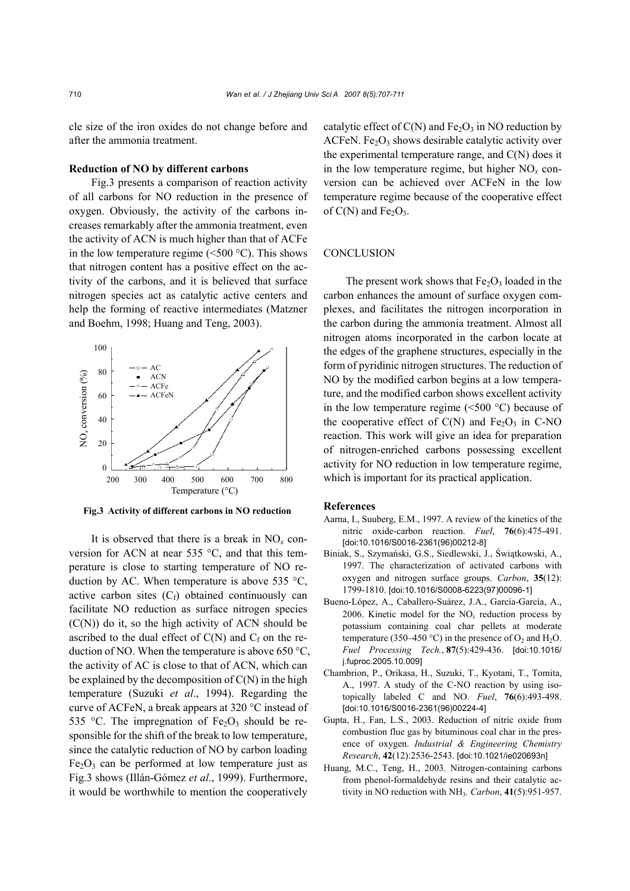cle size of the iron oxides do not change before and after the ammonia treatment.

**Reduction of NO by different carbons**

Fig.3 presents a comparison of reaction activity of all carbons for NO reduction in the presence of oxygen. Obviously, the activity of the carbons increases remarkably after the ammonia treatment, even the activity of ACN is much higher than that of ACFe in the low temperature regime (<500 °C). This shows that nitrogen content has a positive effect on the activity of the carbons, and it is believed that surface nitrogen species act as catalytic active centers and help the forming of reactive intermediates (Matzner and Boehm, 1998; Huang and Teng, 2003).

**Fig.3 Activity of different carbons in NO reduction**

It is observed that there is a break in $NO_x$ conversion for ACN at near 535 °C, and that this temperature is close to starting temperature of NO reduction by AC. When temperature is above 535 °C, active carbon sites ($C_f$) obtained continuously can facilitate NO reduction as surface nitrogen species (C(N)) do it, so the high activity of ACN should be ascribed to the dual effect of C(N) and $C_f$ on the reduction of NO. When the temperature is above 650 °C, the activity of AC is close to that of ACN, which can be explained by the decomposition of C(N) in the high temperature (Suzuki *et al*., 1994). Regarding the curve of ACFeN, a break appears at 320 °C instead of 535 °C. The impregnation of $Fe_2O_3$ should be responsible for the shift of the break to low temperature, since the catalytic reduction of NO by carbon loading $Fe_2O_3$ can be performed at low temperature just as Fig.3 shows (Illán-Gómez *et al*., 1999). Furthermore, it would be worthwhile to mention the cooperatively catalytic effect of C(N) and $Fe_2O_3$ in NO reduction by ACFeN. $Fe_2O_3$ shows desirable catalytic activity over the experimental temperature range, and C(N) does it in the low temperature regime, but higher $NO_x$ conversion can be achieved over ACFeN in the low temperature regime because of the cooperative effect of C(N) and $Fe_2O_3$.

## CONCLUSION

The present work shows that $Fe_2O_3$ loaded in the carbon enhances the amount of surface oxygen complexes, and facilitates the nitrogen incorporation in the carbon during the ammonia treatment. Almost all nitrogen atoms incorporated in the carbon locate at the edges of the graphene structures, especially in the form of pyridinic nitrogen structures. The reduction of NO by the modified carbon begins at a low temperature, and the modified carbon shows excellent activity in the low temperature regime (<500 °C) because of the cooperative effect of C(N) and $Fe_2O_3$ in C-NO reaction. This work will give an idea for preparation of nitrogen-enriched carbons possessing excellent activity for NO reduction in low temperature regime, which is important for its practical application.

## References

Aarna, I., Suuberg, E.M., 1997. A review of the kinetics of the nitric oxide-carbon reaction. *Fuel*, **76**(6):475-491. [doi:10.1016/S0016-2361(96)00212-8]

Biniak, S., Szymański, G.S., Siedlewski, J., Świątkowski, A., 1997. The characterization of activated carbons with oxygen and nitrogen surface groups. *Carbon*, **35**(12): 1799-1810. [doi:10.1016/S0008-6223(97)00096-1]

Bueno-López, A., Caballero-Suárez, J.A., García-García, A., 2006. Kinetic model for the $NO_x$ reduction process by potassium containing coal char pellets at moderate temperature (350–450 °C) in the presence of $O_2$ and $H_2O$. *Fuel Processing Tech.*, **87**(5):429-436. [doi:10.1016/j.fuproc.2005.10.009]

Chambrion, P., Orikasa, H., Suzuki, T., Kyotani, T., Tomita, A., 1997. A study of the C-NO reaction by using isotopically labeled C and NO. *Fuel*, **76**(6):493-498. [doi:10.1016/S0016-2361(96)00224-4]

Gupta, H., Fan, L.S., 2003. Reduction of nitric oxide from combustion flue gas by bituminous coal char in the presence of oxygen. *Industrial & Engineering Chemistry Research*, **42**(12):2536-2543. [doi:10.1021/ie020693n]

Huang, M.C., Teng, H., 2003. Nitrogen-containing carbons from phenol-formaldehyde resins and their catalytic activity in NO reduction with $NH_3$. *Carbon*, **41**(5):951-957.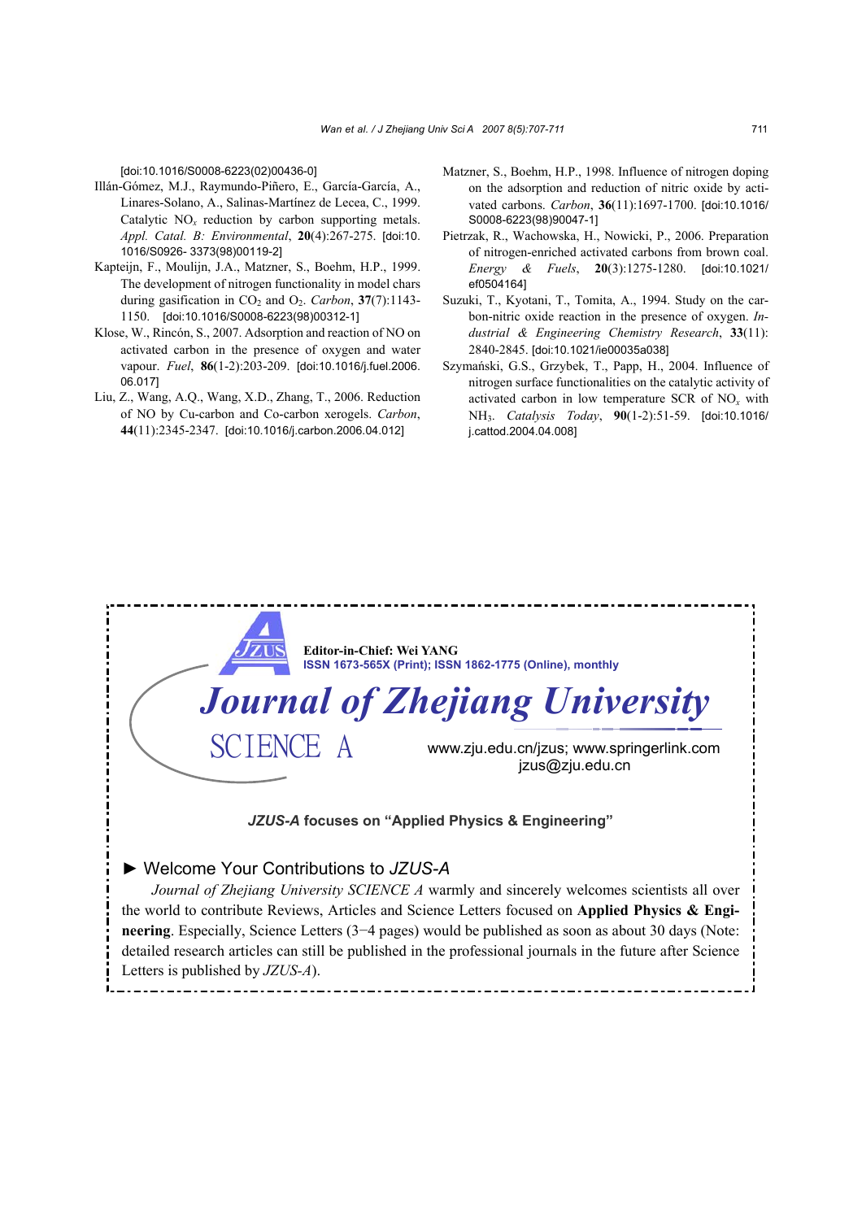[doi:10.1016/S0008-6223(02)00436-0]

Illán-Gómez, M.J., Raymundo-Piñero, E., García-García, A., Linares-Solano, A., Salinas-Martínez de Lecea, C., 1999. Catalytic $NO_x$ reduction by carbon supporting metals. *Appl. Catal. B: Environmental*, **20**(4):267-275. [doi:10.1016/S0926- 3373(98)00119-2]

Kapteijn, F., Moulijn, J.A., Matzner, S., Boehm, H.P., 1999. The development of nitrogen functionality in model chars during gasification in $CO_2$ and $O_2$. *Carbon*, **37**(7):1143-1150. [doi:10.1016/S0008-6223(98)00312-1]

Klose, W., Rincón, S., 2007. Adsorption and reaction of NO on activated carbon in the presence of oxygen and water vapour. *Fuel*, **86**(1-2):203-209. [doi:10.1016/j.fuel.2006.06.017]

Liu, Z., Wang, A.Q., Wang, X.D., Zhang, T., 2006. Reduction of NO by Cu-carbon and Co-carbon xerogels. *Carbon*, **44**(11):2345-2347. [doi:10.1016/j.carbon.2006.04.012]

Matzner, S., Boehm, H.P., 1998. Influence of nitrogen doping on the adsorption and reduction of nitric oxide by activated carbons. *Carbon*, **36**(11):1697-1700. [doi:10.1016/S0008-6223(98)90047-1]

Pietrzak, R., Wachowska, H., Nowicki, P., 2006. Preparation of nitrogen-enriched activated carbons from brown coal. *Energy & Fuels*, **20**(3):1275-1280. [doi:10.1021/ef0504164]

Suzuki, T., Kyotani, T., Tomita, A., 1994. Study on the carbon-nitric oxide reaction in the presence of oxygen. *Industrial & Engineering Chemistry Research*, **33**(11):2840-2845. [doi:10.1021/ie00035a038]

Szymański, G.S., Grzybek, T., Papp, H., 2004. Influence of nitrogen surface functionalities on the catalytic activity of activated carbon in low temperature SCR of $NO_x$ with $NH_3$. *Catalysis Today*, **90**(1-2):51-59. [doi:10.1016/j.cattod.2004.04.008]

---

**Editor-in-Chief: Wei YANG**
**ISSN 1673-565X (Print); ISSN 1862-1775 (Online), monthly**

# *Journal of Zhejiang University* SCIENCE A

www.zju.edu.cn/jzus; www.springerlink.com
jzus@zju.edu.cn

***JZUS-A*** **focuses on "Applied Physics & Engineering"**

### ► Welcome Your Contributions to *JZUS-A*

*Journal of Zhejiang University SCIENCE A* warmly and sincerely welcomes scientists all over the world to contribute Reviews, Articles and Science Letters focused on **Applied Physics & Engineering**. Especially, Science Letters (3−4 pages) would be published as soon as about 30 days (Note: detailed research articles can still be published in the professional journals in the future after Science Letters is published by *JZUS-A*).